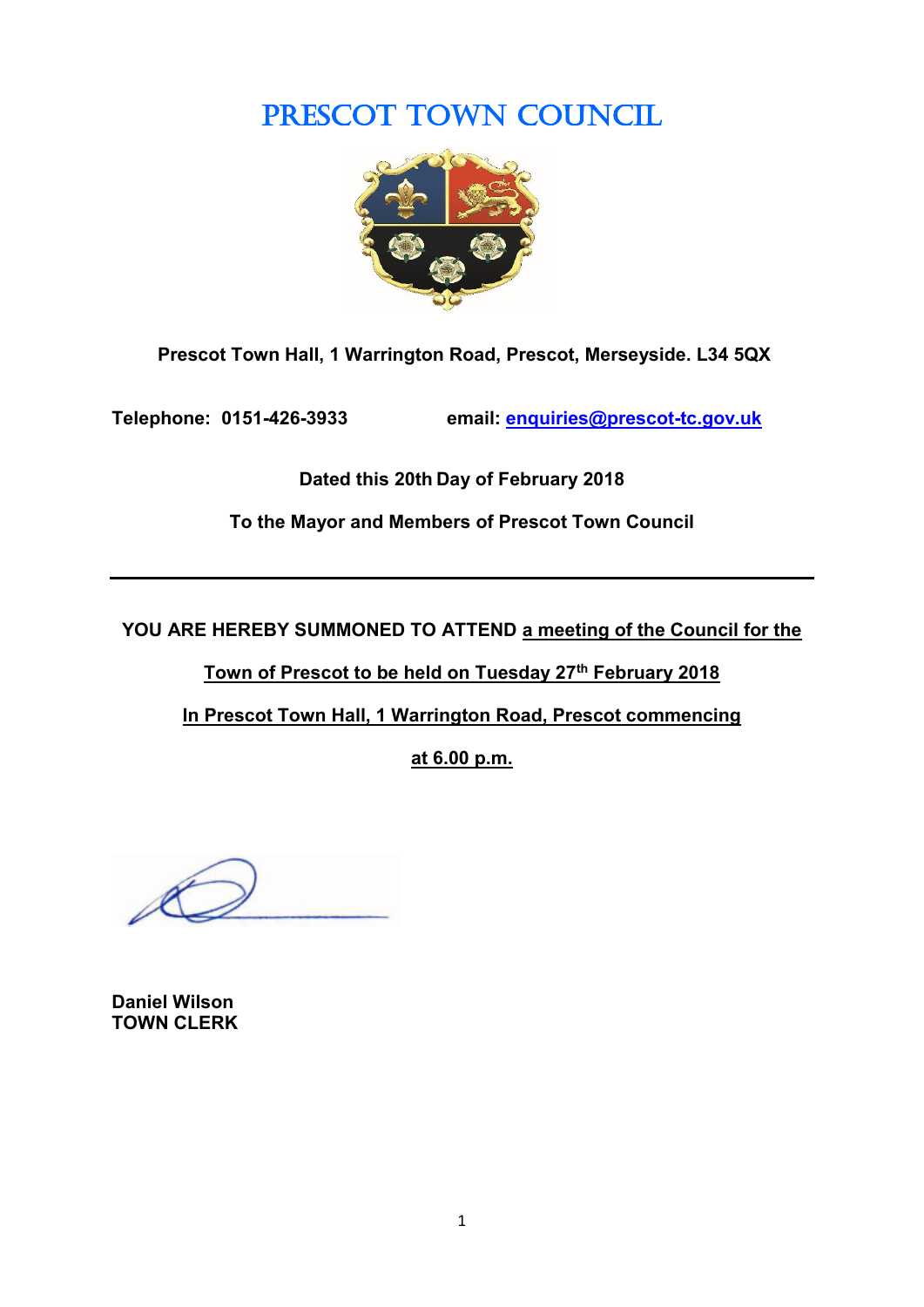# PRESCOT TOWN COUNCIL

**Prescot Town Hall, 1 Warrington Road, Prescot, Merseyside. L34 5QX**

**Telephone: 0151-426-3933** **email: enquiries@prescot-tc.gov.uk**

**Dated this 20th Day of February 2018**

**To the Mayor and Members of Prescot Town Council**

---

**YOU ARE HEREBY SUMMONED TO ATTEND a meeting of the Council for the Town of Prescot to be held on Tuesday 27th February 2018 In Prescot Town Hall, 1 Warrington Road, Prescot commencing at 6.00 p.m.**

**Daniel Wilson**
**TOWN CLERK**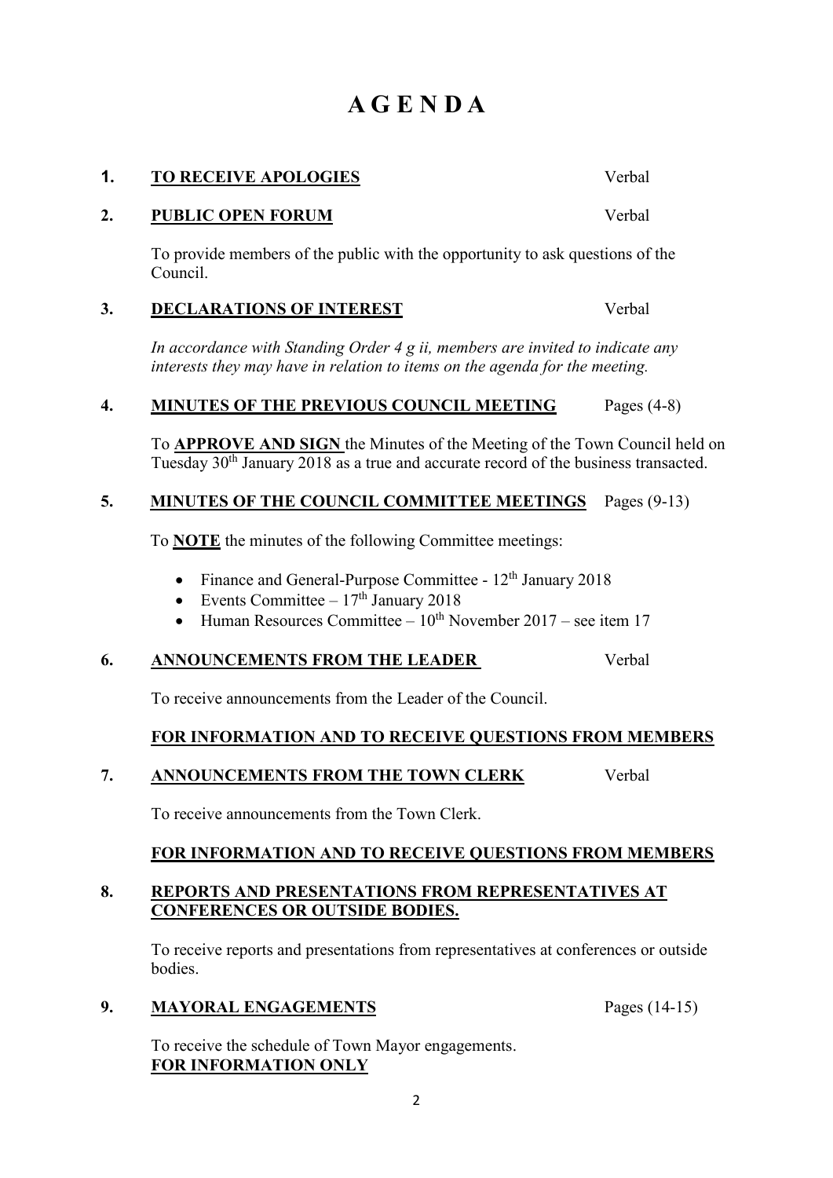# A G E N D A

**1. TO RECEIVE APOLOGIES** Verbal

**2. PUBLIC OPEN FORUM** Verbal

To provide members of the public with the opportunity to ask questions of the Council.

**3. DECLARATIONS OF INTEREST** Verbal

*In accordance with Standing Order 4 g ii, members are invited to indicate any interests they may have in relation to items on the agenda for the meeting.*

**4. MINUTES OF THE PREVIOUS COUNCIL MEETING** Pages (4-8)

To **APPROVE AND SIGN** the Minutes of the Meeting of the Town Council held on Tuesday 30th January 2018 as a true and accurate record of the business transacted.

**5. MINUTES OF THE COUNCIL COMMITTEE MEETINGS** Pages (9-13)

To **NOTE** the minutes of the following Committee meetings:

- Finance and General-Purpose Committee - 12th January 2018
- Events Committee – 17th January 2018
- Human Resources Committee – 10th November 2017 – see item 17

**6. ANNOUNCEMENTS FROM THE LEADER** Verbal

To receive announcements from the Leader of the Council.

**FOR INFORMATION AND TO RECEIVE QUESTIONS FROM MEMBERS**

**7. ANNOUNCEMENTS FROM THE TOWN CLERK** Verbal

To receive announcements from the Town Clerk.

**FOR INFORMATION AND TO RECEIVE QUESTIONS FROM MEMBERS**

**8. REPORTS AND PRESENTATIONS FROM REPRESENTATIVES AT CONFERENCES OR OUTSIDE BODIES.**

To receive reports and presentations from representatives at conferences or outside bodies.

**9. MAYORAL ENGAGEMENTS** Pages (14-15)

To receive the schedule of Town Mayor engagements.
**FOR INFORMATION ONLY**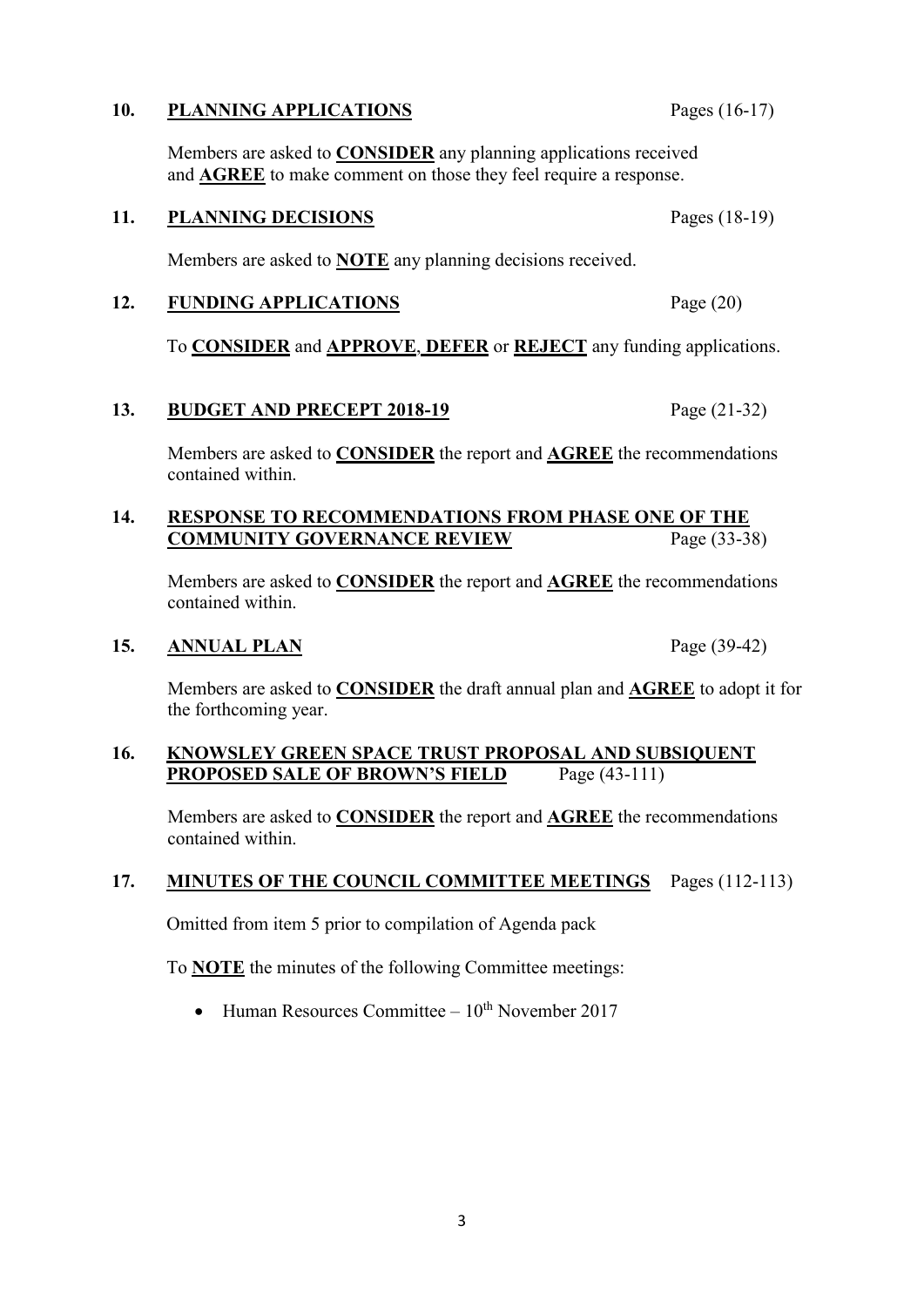**10. PLANNING APPLICATIONS** Pages (16-17)

Members are asked to **CONSIDER** any planning applications received and **AGREE** to make comment on those they feel require a response.

**11. PLANNING DECISIONS** Pages (18-19)

Members are asked to **NOTE** any planning decisions received.

**12. FUNDING APPLICATIONS** Page (20)

To **CONSIDER** and **APPROVE, DEFER** or **REJECT** any funding applications.

**13. BUDGET AND PRECEPT 2018-19** Page (21-32)

Members are asked to **CONSIDER** the report and **AGREE** the recommendations contained within.

**14. RESPONSE TO RECOMMENDATIONS FROM PHASE ONE OF THE COMMUNITY GOVERNANCE REVIEW** Page (33-38)

Members are asked to **CONSIDER** the report and **AGREE** the recommendations contained within.

**15. ANNUAL PLAN** Page (39-42)

Members are asked to **CONSIDER** the draft annual plan and **AGREE** to adopt it for the forthcoming year.

**16. KNOWSLEY GREEN SPACE TRUST PROPOSAL AND SUBSIQUENT PROPOSED SALE OF BROWN'S FIELD** Page (43-111)

Members are asked to **CONSIDER** the report and **AGREE** the recommendations contained within.

**17. MINUTES OF THE COUNCIL COMMITTEE MEETINGS** Pages (112-113)

Omitted from item 5 prior to compilation of Agenda pack

To **NOTE** the minutes of the following Committee meetings:

- Human Resources Committee – 10th November 2017